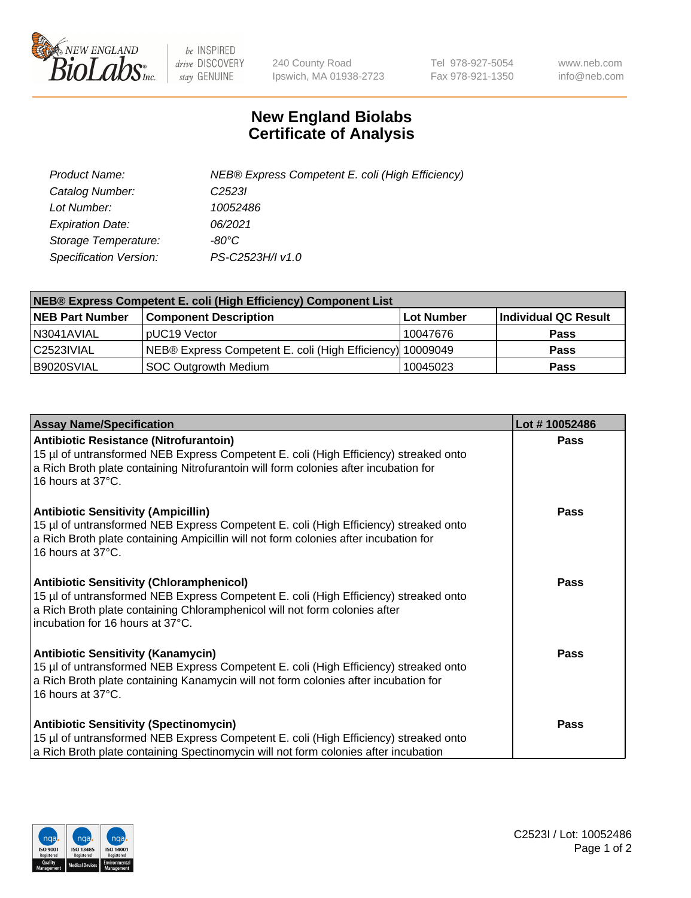# New England Biolabs Certificate of Analysis

| | |
|---|---|
| *Product Name:* | *NEB® Express Competent E. coli (High Efficiency)* |
| *Catalog Number:* | *C2523I* |
| *Lot Number:* | *10052486* |
| *Expiration Date:* | *06/2021* |
| *Storage Temperature:* | *-80°C* |
| *Specification Version:* | *PS-C2523H/I v1.0* |

| NEB® Express Competent E. coli (High Efficiency) Component List | | | |
|---|---|---|---|
| **NEB Part Number** | **Component Description** | **Lot Number** | **Individual QC Result** |
| N3041AVIAL | pUC19 Vector | 10047676 | **Pass** |
| C2523IVIAL | NEB® Express Competent E. coli (High Efficiency) | 10009049 | **Pass** |
| B9020SVIAL | SOC Outgrowth Medium | 10045023 | **Pass** |

| Assay Name/Specification | Lot # 10052486 |
|---|---|
| **Antibiotic Resistance (Nitrofurantoin)**<br>15 µl of untransformed NEB Express Competent E. coli (High Efficiency) streaked onto a Rich Broth plate containing Nitrofurantoin will form colonies after incubation for 16 hours at 37°C. | **Pass** |
| **Antibiotic Sensitivity (Ampicillin)**<br>15 µl of untransformed NEB Express Competent E. coli (High Efficiency) streaked onto a Rich Broth plate containing Ampicillin will not form colonies after incubation for 16 hours at 37°C. | **Pass** |
| **Antibiotic Sensitivity (Chloramphenicol)**<br>15 µl of untransformed NEB Express Competent E. coli (High Efficiency) streaked onto a Rich Broth plate containing Chloramphenicol will not form colonies after incubation for 16 hours at 37°C. | **Pass** |
| **Antibiotic Sensitivity (Kanamycin)**<br>15 µl of untransformed NEB Express Competent E. coli (High Efficiency) streaked onto a Rich Broth plate containing Kanamycin will not form colonies after incubation for 16 hours at 37°C. | **Pass** |
| **Antibiotic Sensitivity (Spectinomycin)**<br>15 µl of untransformed NEB Express Competent E. coli (High Efficiency) streaked onto a Rich Broth plate containing Spectinomycin will not form colonies after incubation | **Pass** |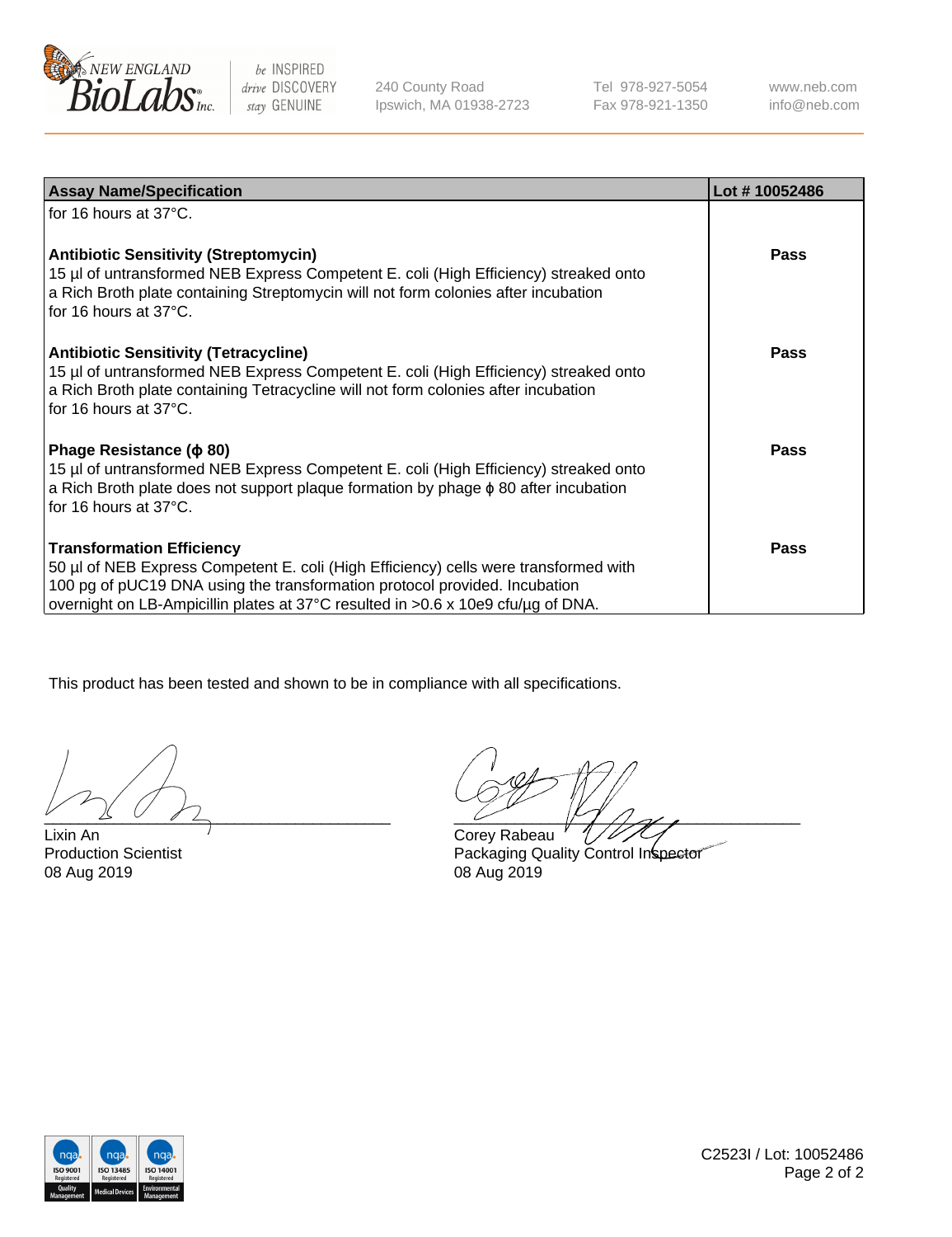| Assay Name/Specification | Lot # 10052486 |
|---|---|
| for 16 hours at 37°C. | |
| **Antibiotic Sensitivity (Streptomycin)**<br>15 µl of untransformed NEB Express Competent E. coli (High Efficiency) streaked onto a Rich Broth plate containing Streptomycin will not form colonies after incubation for 16 hours at 37°C. | Pass |
| **Antibiotic Sensitivity (Tetracycline)**<br>15 µl of untransformed NEB Express Competent E. coli (High Efficiency) streaked onto a Rich Broth plate containing Tetracycline will not form colonies after incubation for 16 hours at 37°C. | Pass |
| **Phage Resistance (ϕ 80)**<br>15 µl of untransformed NEB Express Competent E. coli (High Efficiency) streaked onto a Rich Broth plate does not support plaque formation by phage ϕ 80 after incubation for 16 hours at 37°C. | Pass |
| **Transformation Efficiency**<br>50 µl of NEB Express Competent E. coli (High Efficiency) cells were transformed with 100 pg of pUC19 DNA using the transformation protocol provided. Incubation overnight on LB-Ampicillin plates at 37°C resulted in >0.6 x 10e9 cfu/µg of DNA. | Pass |

This product has been tested and shown to be in compliance with all specifications.

Lixin An
Production Scientist
08 Aug 2019

Corey Rabeau
Packaging Quality Control Inspector
08 Aug 2019

C2523I / Lot: 10052486